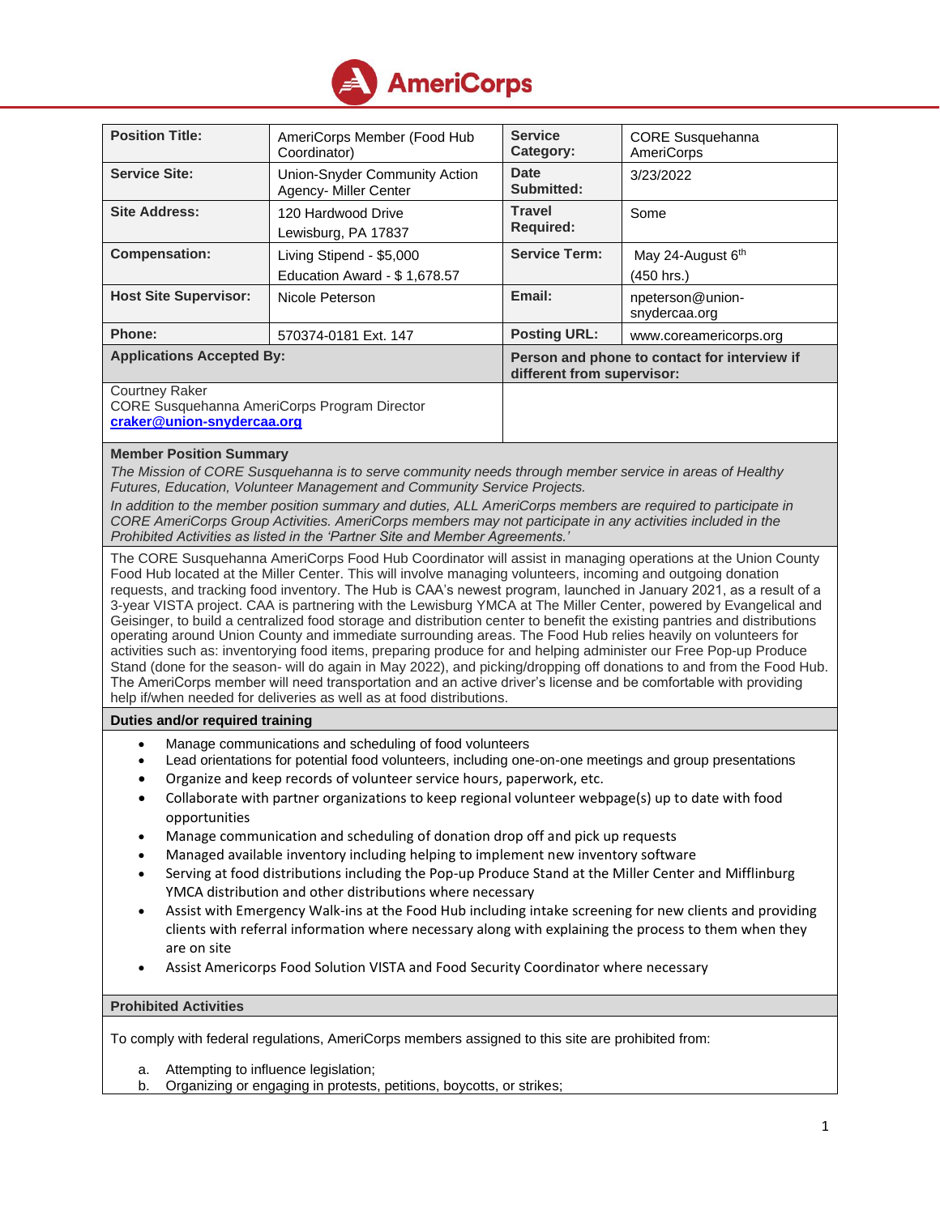# AmeriCorps

| Position Title: | AmeriCorps Member (Food Hub Coordinator) | Service Category: | CORE Susquehanna AmeriCorps |
|---|---|---|---|
| Service Site: | Union-Snyder Community Action Agency- Miller Center | Date Submitted: | 3/23/2022 |
| Site Address: | 120 Hardwood Drive<br>Lewisburg, PA 17837 | Travel Required: | Some |
| Compensation: | Living Stipend - $5,000<br>Education Award - $ 1,678.57 | Service Term: | May 24-August 6th<br>(450 hrs.) |
| Host Site Supervisor: | Nicole Peterson | Email: | npeterson@union-snydercaa.org |
| Phone: | 570374-0181 Ext. 147 | Posting URL: | www.coreamericorps.org |
| **Applications Accepted By:** | | **Person and phone to contact for interview if different from supervisor:** | |
| Courtney Raker<br>CORE Susquehanna AmeriCorps Program Director<br>**craker@union-snydercaa.org** | | | |

## Member Position Summary

*The Mission of CORE Susquehanna is to serve community needs through member service in areas of Healthy Futures, Education, Volunteer Management and Community Service Projects.*

*In addition to the member position summary and duties, ALL AmeriCorps members are required to participate in CORE AmeriCorps Group Activities. AmeriCorps members may not participate in any activities included in the Prohibited Activities as listed in the 'Partner Site and Member Agreements.'*

The CORE Susquehanna AmeriCorps Food Hub Coordinator will assist in managing operations at the Union County Food Hub located at the Miller Center. This will involve managing volunteers, incoming and outgoing donation requests, and tracking food inventory. The Hub is CAA's newest program, launched in January 2021, as a result of a 3-year VISTA project. CAA is partnering with the Lewisburg YMCA at The Miller Center, powered by Evangelical and Geisinger, to build a centralized food storage and distribution center to benefit the existing pantries and distributions operating around Union County and immediate surrounding areas. The Food Hub relies heavily on volunteers for activities such as: inventorying food items, preparing produce for and helping administer our Free Pop-up Produce Stand (done for the season- will do again in May 2022), and picking/dropping off donations to and from the Food Hub. The AmeriCorps member will need transportation and an active driver's license and be comfortable with providing help if/when needed for deliveries as well as at food distributions.

## Duties and/or required training

- Manage communications and scheduling of food volunteers
- Lead orientations for potential food volunteers, including one-on-one meetings and group presentations
- Organize and keep records of volunteer service hours, paperwork, etc.
- Collaborate with partner organizations to keep regional volunteer webpage(s) up to date with food opportunities
- Manage communication and scheduling of donation drop off and pick up requests
- Managed available inventory including helping to implement new inventory software
- Serving at food distributions including the Pop-up Produce Stand at the Miller Center and Mifflinburg YMCA distribution and other distributions where necessary
- Assist with Emergency Walk-ins at the Food Hub including intake screening for new clients and providing clients with referral information where necessary along with explaining the process to them when they are on site
- Assist Americorps Food Solution VISTA and Food Security Coordinator where necessary

## Prohibited Activities

To comply with federal regulations, AmeriCorps members assigned to this site are prohibited from:

a. Attempting to influence legislation;
b. Organizing or engaging in protests, petitions, boycotts, or strikes;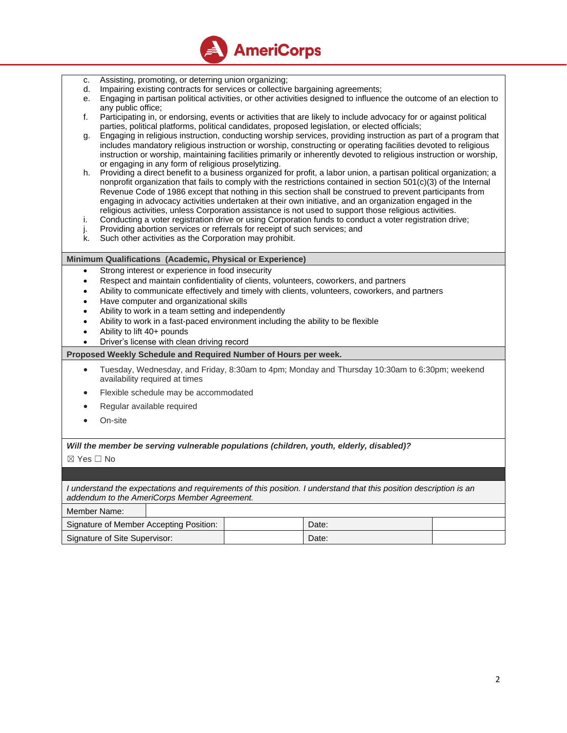c. Assisting, promoting, or deterring union organizing;
d. Impairing existing contracts for services or collective bargaining agreements;
e. Engaging in partisan political activities, or other activities designed to influence the outcome of an election to any public office;
f. Participating in, or endorsing, events or activities that are likely to include advocacy for or against political parties, political platforms, political candidates, proposed legislation, or elected officials;
g. Engaging in religious instruction, conducting worship services, providing instruction as part of a program that includes mandatory religious instruction or worship, constructing or operating facilities devoted to religious instruction or worship, maintaining facilities primarily or inherently devoted to religious instruction or worship, or engaging in any form of religious proselytizing.
h. Providing a direct benefit to a business organized for profit, a labor union, a partisan political organization; a nonprofit organization that fails to comply with the restrictions contained in section 501(c)(3) of the Internal Revenue Code of 1986 except that nothing in this section shall be construed to prevent participants from engaging in advocacy activities undertaken at their own initiative, and an organization engaged in the religious activities, unless Corporation assistance is not used to support those religious activities.
i. Conducting a voter registration drive or using Corporation funds to conduct a voter registration drive;
j. Providing abortion services or referrals for receipt of such services; and
k. Such other activities as the Corporation may prohibit.

**Minimum Qualifications (Academic, Physical or Experience)**

- Strong interest or experience in food insecurity
- Respect and maintain confidentiality of clients, volunteers, coworkers, and partners
- Ability to communicate effectively and timely with clients, volunteers, coworkers, and partners
- Have computer and organizational skills
- Ability to work in a team setting and independently
- Ability to work in a fast-paced environment including the ability to be flexible
- Ability to lift 40+ pounds
- Driver's license with clean driving record

**Proposed Weekly Schedule and Required Number of Hours per week.**

- Tuesday, Wednesday, and Friday, 8:30am to 4pm; Monday and Thursday 10:30am to 6:30pm; weekend availability required at times
- Flexible schedule may be accommodated
- Regular available required
- On-site

***Will the member be serving vulnerable populations (children, youth, elderly, disabled)?***

☒ Yes ☐ No

*I understand the expectations and requirements of this position. I understand that this position description is an addendum to the AmeriCorps Member Agreement.*

| | | | |
|---|---|---|---|
| Member Name: | | | |
| Signature of Member Accepting Position: | | Date: | |
| Signature of Site Supervisor: | | Date: | |